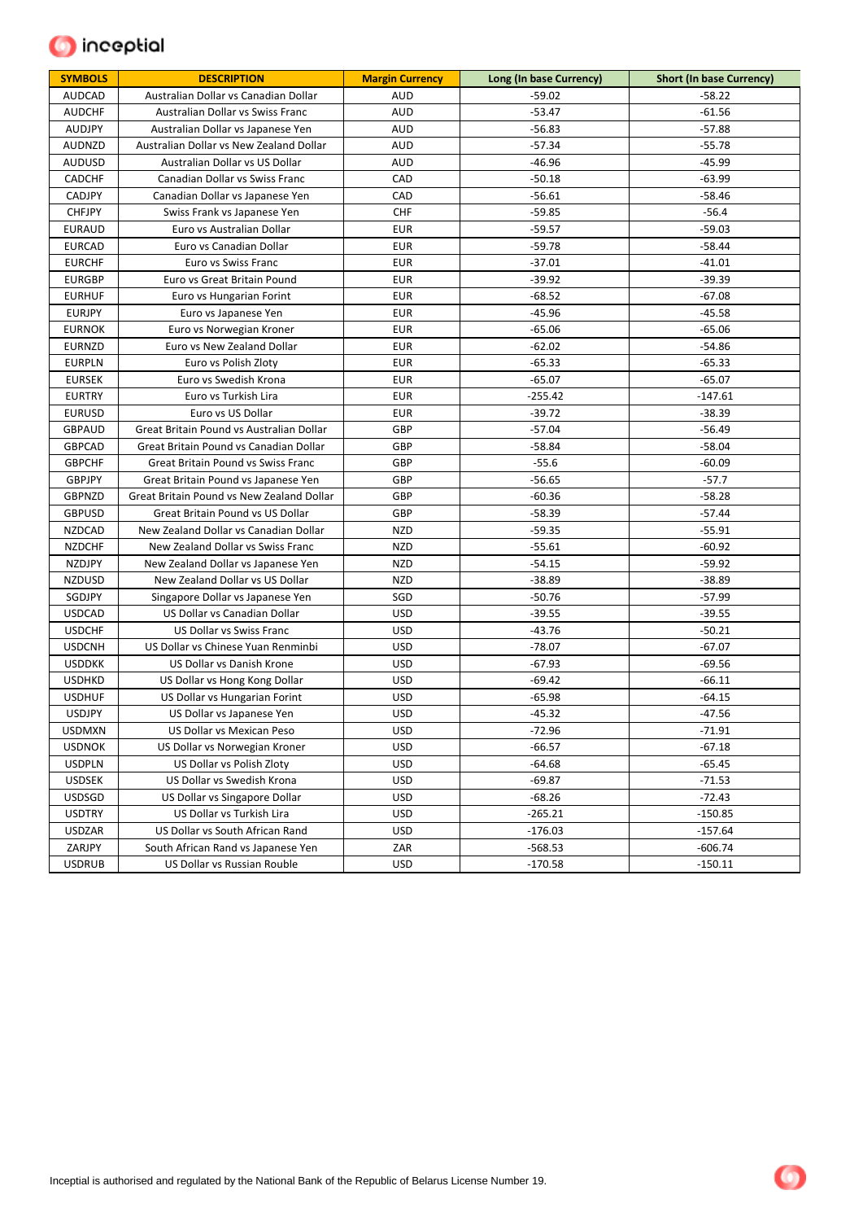| SYMBOLS | DESCRIPTION | Margin Currency | Long (In base Currency) | Short (In base Currency) |
|---|---|---|---|---|
| AUDCAD | Australian Dollar vs Canadian Dollar | AUD | -59.02 | -58.22 |
| AUDCHF | Australian Dollar vs Swiss Franc | AUD | -53.47 | -61.56 |
| AUDJPY | Australian Dollar vs Japanese Yen | AUD | -56.83 | -57.88 |
| AUDNZD | Australian Dollar vs New Zealand Dollar | AUD | -57.34 | -55.78 |
| AUDUSD | Australian Dollar vs US Dollar | AUD | -46.96 | -45.99 |
| CADCHF | Canadian Dollar vs Swiss Franc | CAD | -50.18 | -63.99 |
| CADJPY | Canadian Dollar vs Japanese Yen | CAD | -56.61 | -58.46 |
| CHFJPY | Swiss Frank vs Japanese Yen | CHF | -59.85 | -56.4 |
| EURAUD | Euro vs Australian Dollar | EUR | -59.57 | -59.03 |
| EURCAD | Euro vs Canadian Dollar | EUR | -59.78 | -58.44 |
| EURCHF | Euro vs Swiss Franc | EUR | -37.01 | -41.01 |
| EURGBP | Euro vs Great Britain Pound | EUR | -39.92 | -39.39 |
| EURHUF | Euro vs Hungarian Forint | EUR | -68.52 | -67.08 |
| EURJPY | Euro vs Japanese Yen | EUR | -45.96 | -45.58 |
| EURNOK | Euro vs Norwegian Kroner | EUR | -65.06 | -65.06 |
| EURNZD | Euro vs New Zealand Dollar | EUR | -62.02 | -54.86 |
| EURPLN | Euro vs Polish Zloty | EUR | -65.33 | -65.33 |
| EURSEK | Euro vs Swedish Krona | EUR | -65.07 | -65.07 |
| EURTRY | Euro vs Turkish Lira | EUR | -255.42 | -147.61 |
| EURUSD | Euro vs US Dollar | EUR | -39.72 | -38.39 |
| GBPAUD | Great Britain Pound vs Australian Dollar | GBP | -57.04 | -56.49 |
| GBPCAD | Great Britain Pound vs Canadian Dollar | GBP | -58.84 | -58.04 |
| GBPCHF | Great Britain Pound vs Swiss Franc | GBP | -55.6 | -60.09 |
| GBPJPY | Great Britain Pound vs Japanese Yen | GBP | -56.65 | -57.7 |
| GBPNZD | Great Britain Pound vs New Zealand Dollar | GBP | -60.36 | -58.28 |
| GBPUSD | Great Britain Pound vs US Dollar | GBP | -58.39 | -57.44 |
| NZDCAD | New Zealand Dollar vs Canadian Dollar | NZD | -59.35 | -55.91 |
| NZDCHF | New Zealand Dollar vs Swiss Franc | NZD | -55.61 | -60.92 |
| NZDJPY | New Zealand Dollar vs Japanese Yen | NZD | -54.15 | -59.92 |
| NZDUSD | New Zealand Dollar vs US Dollar | NZD | -38.89 | -38.89 |
| SGDJPY | Singapore Dollar vs Japanese Yen | SGD | -50.76 | -57.99 |
| USDCAD | US Dollar vs Canadian Dollar | USD | -39.55 | -39.55 |
| USDCHF | US Dollar vs Swiss Franc | USD | -43.76 | -50.21 |
| USDCNH | US Dollar vs Chinese Yuan Renminbi | USD | -78.07 | -67.07 |
| USDDKK | US Dollar vs Danish Krone | USD | -67.93 | -69.56 |
| USDHKD | US Dollar vs Hong Kong Dollar | USD | -69.42 | -66.11 |
| USDHUF | US Dollar vs Hungarian Forint | USD | -65.98 | -64.15 |
| USDJPY | US Dollar vs Japanese Yen | USD | -45.32 | -47.56 |
| USDMXN | US Dollar vs Mexican Peso | USD | -72.96 | -71.91 |
| USDNOK | US Dollar vs Norwegian Kroner | USD | -66.57 | -67.18 |
| USDPLN | US Dollar vs Polish Zloty | USD | -64.68 | -65.45 |
| USDSEK | US Dollar vs Swedish Krona | USD | -69.87 | -71.53 |
| USDSGD | US Dollar vs Singapore Dollar | USD | -68.26 | -72.43 |
| USDTRY | US Dollar vs Turkish Lira | USD | -265.21 | -150.85 |
| USDZAR | US Dollar vs South African Rand | USD | -176.03 | -157.64 |
| ZARJPY | South African Rand vs Japanese Yen | ZAR | -568.53 | -606.74 |
| USDRUB | US Dollar vs Russian Rouble | USD | -170.58 | -150.11 |

Inceptial is authorised and regulated by the National Bank of the Republic of Belarus License Number 19.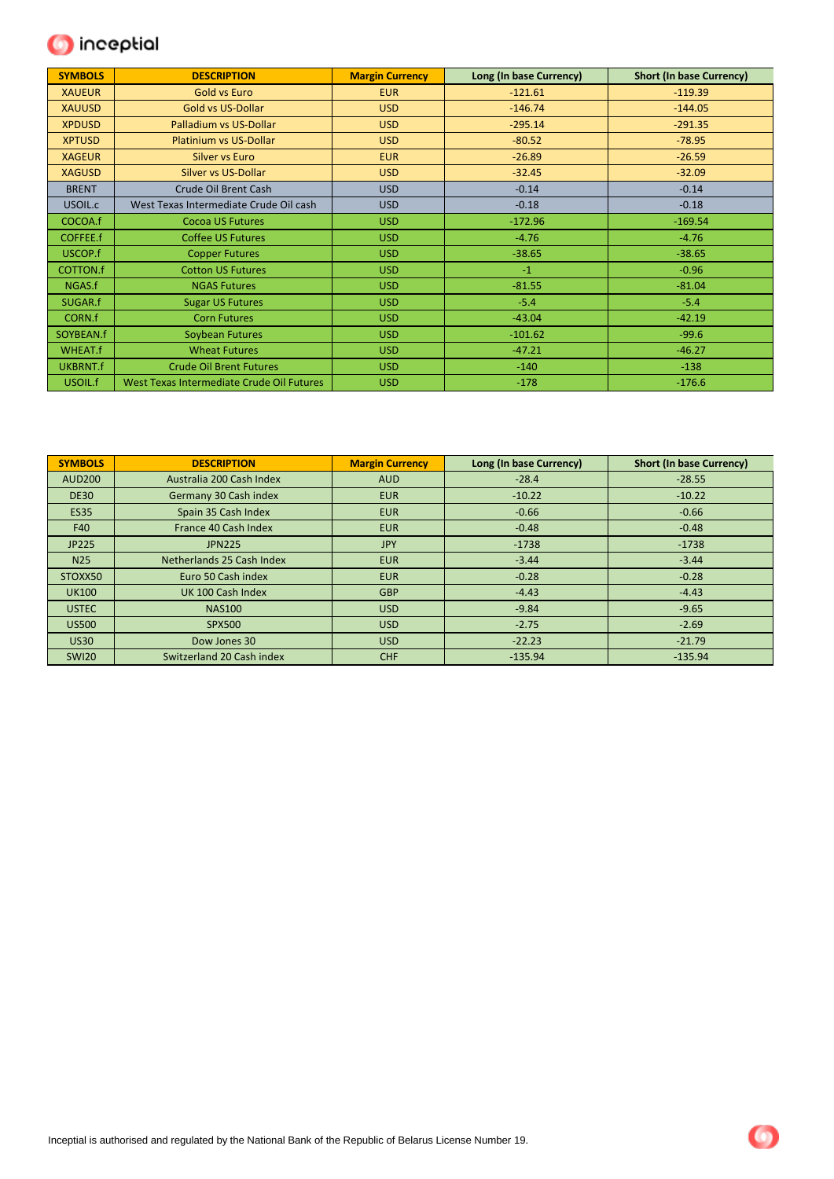| SYMBOLS | DESCRIPTION | Margin Currency | Long (In base Currency) | Short (In base Currency) |
|---|---|---|---|---|
| XAUEUR | Gold vs Euro | EUR | -121.61 | -119.39 |
| XAUUSD | Gold vs US-Dollar | USD | -146.74 | -144.05 |
| XPDUSD | Palladium vs US-Dollar | USD | -295.14 | -291.35 |
| XPTUSD | Platinium vs US-Dollar | USD | -80.52 | -78.95 |
| XAGEUR | Silver vs Euro | EUR | -26.89 | -26.59 |
| XAGUSD | Silver vs US-Dollar | USD | -32.45 | -32.09 |
| BRENT | Crude Oil Brent Cash | USD | -0.14 | -0.14 |
| USOIL.c | West Texas Intermediate Crude Oil cash | USD | -0.18 | -0.18 |
| COCOA.f | Cocoa US Futures | USD | -172.96 | -169.54 |
| COFFEE.f | Coffee US Futures | USD | -4.76 | -4.76 |
| USCOP.f | Copper Futures | USD | -38.65 | -38.65 |
| COTTON.f | Cotton US Futures | USD | -1 | -0.96 |
| NGAS.f | NGAS Futures | USD | -81.55 | -81.04 |
| SUGAR.f | Sugar US Futures | USD | -5.4 | -5.4 |
| CORN.f | Corn Futures | USD | -43.04 | -42.19 |
| SOYBEAN.f | Soybean Futures | USD | -101.62 | -99.6 |
| WHEAT.f | Wheat Futures | USD | -47.21 | -46.27 |
| UKBRNT.f | Crude Oil Brent Futures | USD | -140 | -138 |
| USOIL.f | West Texas Intermediate Crude Oil Futures | USD | -178 | -176.6 |

| SYMBOLS | DESCRIPTION | Margin Currency | Long (In base Currency) | Short (In base Currency) |
|---|---|---|---|---|
| AUD200 | Australia 200 Cash Index | AUD | -28.4 | -28.55 |
| DE30 | Germany 30 Cash index | EUR | -10.22 | -10.22 |
| ES35 | Spain 35 Cash Index | EUR | -0.66 | -0.66 |
| F40 | France 40 Cash Index | EUR | -0.48 | -0.48 |
| JP225 | JPN225 | JPY | -1738 | -1738 |
| N25 | Netherlands 25 Cash Index | EUR | -3.44 | -3.44 |
| STOXX50 | Euro 50 Cash index | EUR | -0.28 | -0.28 |
| UK100 | UK 100 Cash Index | GBP | -4.43 | -4.43 |
| USTEC | NAS100 | USD | -9.84 | -9.65 |
| US500 | SPX500 | USD | -2.75 | -2.69 |
| US30 | Dow Jones 30 | USD | -22.23 | -21.79 |
| SWI20 | Switzerland 20 Cash index | CHF | -135.94 | -135.94 |

Inceptial is authorised and regulated by the National Bank of the Republic of Belarus License Number 19.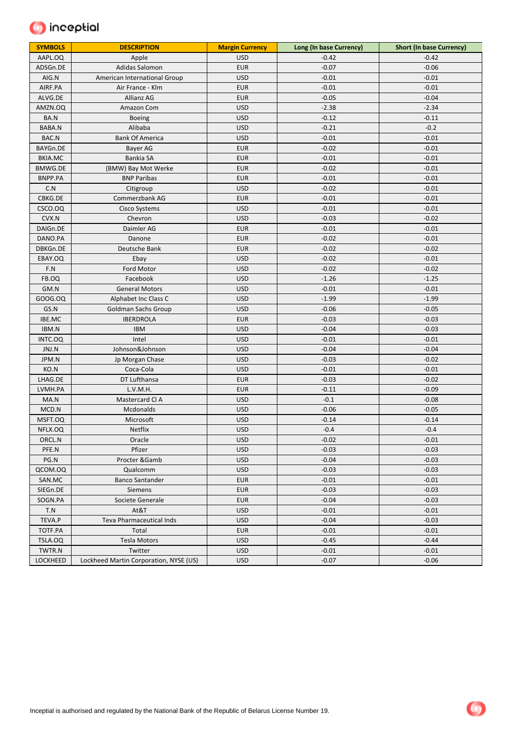| SYMBOLS | DESCRIPTION | Margin Currency | Long (In base Currency) | Short (In base Currency) |
|---|---|---|---|---|
| AAPL.OQ | Apple | USD | -0.42 | -0.42 |
| ADSGn.DE | Adidas Salomon | EUR | -0.07 | -0.06 |
| AIG.N | American International Group | USD | -0.01 | -0.01 |
| AIRF.PA | Air France - Klm | EUR | -0.01 | -0.01 |
| ALVG.DE | Allianz AG | EUR | -0.05 | -0.04 |
| AMZN.OQ | Amazon Com | USD | -2.38 | -2.34 |
| BA.N | Boeing | USD | -0.12 | -0.11 |
| BABA.N | Alibaba | USD | -0.21 | -0.2 |
| BAC.N | Bank Of America | USD | -0.01 | -0.01 |
| BAYGn.DE | Bayer AG | EUR | -0.02 | -0.01 |
| BKIA.MC | Bankia SA | EUR | -0.01 | -0.01 |
| BMWG.DE | (BMW) Bay Mot Werke | EUR | -0.02 | -0.01 |
| BNPP.PA | BNP Paribas | EUR | -0.01 | -0.01 |
| C.N | Citigroup | USD | -0.02 | -0.01 |
| CBKG.DE | Commerzbank AG | EUR | -0.01 | -0.01 |
| CSCO.OQ | Cisco Systems | USD | -0.01 | -0.01 |
| CVX.N | Chevron | USD | -0.03 | -0.02 |
| DAIGn.DE | Daimler AG | EUR | -0.01 | -0.01 |
| DANO.PA | Danone | EUR | -0.02 | -0.01 |
| DBKGn.DE | Deutsche Bank | EUR | -0.02 | -0.02 |
| EBAY.OQ | Ebay | USD | -0.02 | -0.01 |
| F.N | Ford Motor | USD | -0.02 | -0.02 |
| FB.OQ | Facebook | USD | -1.26 | -1.25 |
| GM.N | General Motors | USD | -0.01 | -0.01 |
| GOOG.OQ | Alphabet Inc Class C | USD | -1.99 | -1.99 |
| GS.N | Goldman Sachs Group | USD | -0.06 | -0.05 |
| IBE.MC | IBERDROLA | EUR | -0.03 | -0.03 |
| IBM.N | IBM | USD | -0.04 | -0.03 |
| INTC.OQ | Intel | USD | -0.01 | -0.01 |
| JNJ.N | Johnson&Johnson | USD | -0.04 | -0.04 |
| JPM.N | Jp Morgan Chase | USD | -0.03 | -0.02 |
| KO.N | Coca-Cola | USD | -0.01 | -0.01 |
| LHAG.DE | DT Lufthansa | EUR | -0.03 | -0.02 |
| LVMH.PA | L.V.M.H. | EUR | -0.11 | -0.09 |
| MA.N | Mastercard Cl A | USD | -0.1 | -0.08 |
| MCD.N | Mcdonalds | USD | -0.06 | -0.05 |
| MSFT.OQ | Microsoft | USD | -0.14 | -0.14 |
| NFLX.OQ | Netflix | USD | -0.4 | -0.4 |
| ORCL.N | Oracle | USD | -0.02 | -0.01 |
| PFE.N | Pfizer | USD | -0.03 | -0.03 |
| PG.N | Procter &Gamb | USD | -0.04 | -0.03 |
| QCOM.OQ | Qualcomm | USD | -0.03 | -0.03 |
| SAN.MC | Banco Santander | EUR | -0.01 | -0.01 |
| SIEGn.DE | Siemens | EUR | -0.03 | -0.03 |
| SOGN.PA | Societe Generale | EUR | -0.04 | -0.03 |
| T.N | At&T | USD | -0.01 | -0.01 |
| TEVA.P | Teva Pharmaceutical Inds | USD | -0.04 | -0.03 |
| TOTF.PA | Total | EUR | -0.01 | -0.01 |
| TSLA.OQ | Tesla Motors | USD | -0.45 | -0.44 |
| TWTR.N | Twitter | USD | -0.01 | -0.01 |
| LOCKHEED | Lockheed Martin Corporation, NYSE (US) | USD | -0.07 | -0.06 |

Inceptial is authorised and regulated by the National Bank of the Republic of Belarus License Number 19.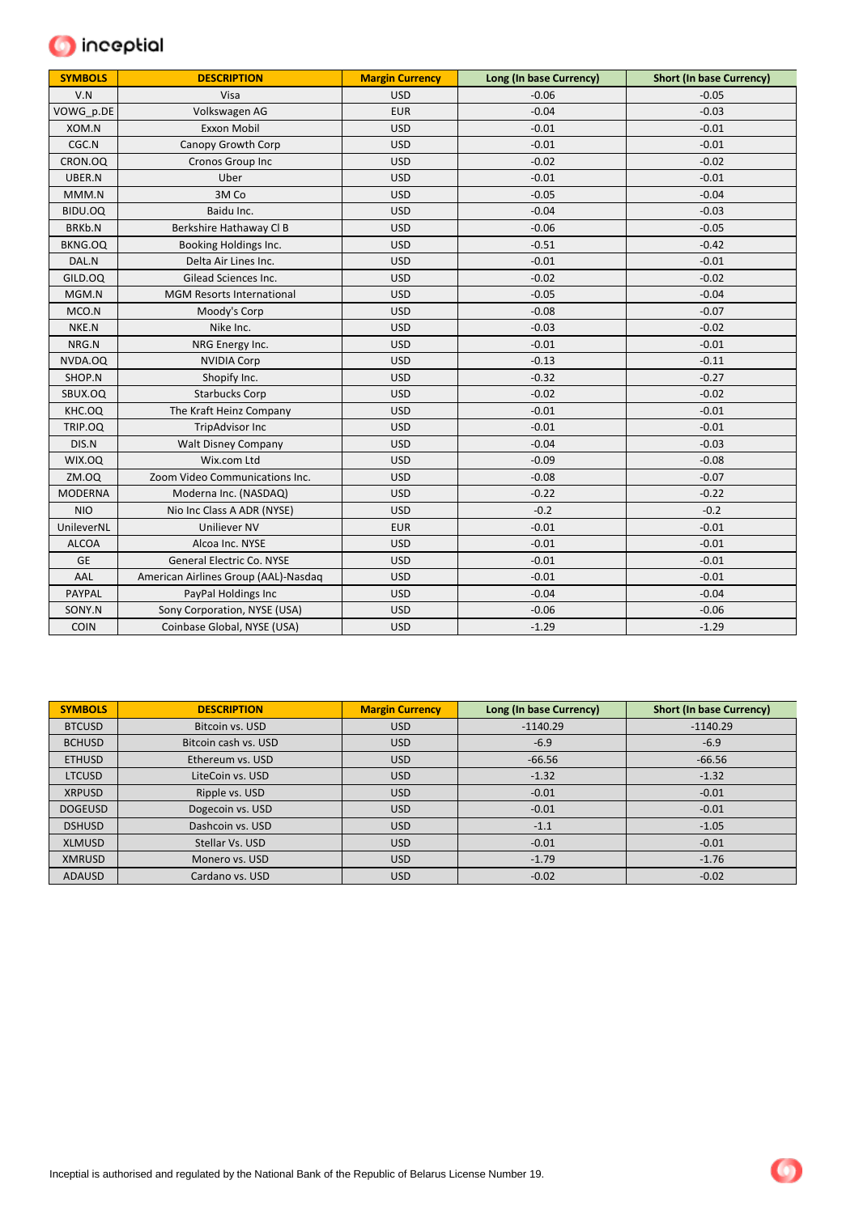| SYMBOLS | DESCRIPTION | Margin Currency | Long (In base Currency) | Short (In base Currency) |
|---|---|---|---|---|
| V.N | Visa | USD | -0.06 | -0.05 |
| VOWG_p.DE | Volkswagen AG | EUR | -0.04 | -0.03 |
| XOM.N | Exxon Mobil | USD | -0.01 | -0.01 |
| CGC.N | Canopy Growth Corp | USD | -0.01 | -0.01 |
| CRON.OQ | Cronos Group Inc | USD | -0.02 | -0.02 |
| UBER.N | Uber | USD | -0.01 | -0.01 |
| MMM.N | 3M Co | USD | -0.05 | -0.04 |
| BIDU.OQ | Baidu Inc. | USD | -0.04 | -0.03 |
| BRKb.N | Berkshire Hathaway Cl B | USD | -0.06 | -0.05 |
| BKNG.OQ | Booking Holdings Inc. | USD | -0.51 | -0.42 |
| DAL.N | Delta Air Lines Inc. | USD | -0.01 | -0.01 |
| GILD.OQ | Gilead Sciences Inc. | USD | -0.02 | -0.02 |
| MGM.N | MGM Resorts International | USD | -0.05 | -0.04 |
| MCO.N | Moody's Corp | USD | -0.08 | -0.07 |
| NKE.N | Nike Inc. | USD | -0.03 | -0.02 |
| NRG.N | NRG Energy Inc. | USD | -0.01 | -0.01 |
| NVDA.OQ | NVIDIA Corp | USD | -0.13 | -0.11 |
| SHOP.N | Shopify Inc. | USD | -0.32 | -0.27 |
| SBUX.OQ | Starbucks Corp | USD | -0.02 | -0.02 |
| KHC.OQ | The Kraft Heinz Company | USD | -0.01 | -0.01 |
| TRIP.OQ | TripAdvisor Inc | USD | -0.01 | -0.01 |
| DIS.N | Walt Disney Company | USD | -0.04 | -0.03 |
| WIX.OQ | Wix.com Ltd | USD | -0.09 | -0.08 |
| ZM.OQ | Zoom Video Communications Inc. | USD | -0.08 | -0.07 |
| MODERNA | Moderna Inc. (NASDAQ) | USD | -0.22 | -0.22 |
| NIO | Nio Inc Class A ADR (NYSE) | USD | -0.2 | -0.2 |
| UnileverNL | Unilever NV | EUR | -0.01 | -0.01 |
| ALCOA | Alcoa Inc. NYSE | USD | -0.01 | -0.01 |
| GE | General Electric Co. NYSE | USD | -0.01 | -0.01 |
| AAL | American Airlines Group (AAL)-Nasdaq | USD | -0.01 | -0.01 |
| PAYPAL | PayPal Holdings Inc | USD | -0.04 | -0.04 |
| SONY.N | Sony Corporation, NYSE (USA) | USD | -0.06 | -0.06 |
| COIN | Coinbase Global, NYSE (USA) | USD | -1.29 | -1.29 |

| SYMBOLS | DESCRIPTION | Margin Currency | Long (In base Currency) | Short (In base Currency) |
|---|---|---|---|---|
| BTCUSD | Bitcoin vs. USD | USD | -1140.29 | -1140.29 |
| BCHUSD | Bitcoin cash vs. USD | USD | -6.9 | -6.9 |
| ETHUSD | Ethereum vs. USD | USD | -66.56 | -66.56 |
| LTCUSD | LiteCoin vs. USD | USD | -1.32 | -1.32 |
| XRPUSD | Ripple vs. USD | USD | -0.01 | -0.01 |
| DOGEUSD | Dogecoin vs. USD | USD | -0.01 | -0.01 |
| DSHUSD | Dashcoin vs. USD | USD | -1.1 | -1.05 |
| XLMUSD | Stellar Vs. USD | USD | -0.01 | -0.01 |
| XMRUSD | Monero vs. USD | USD | -1.79 | -1.76 |
| ADAUSD | Cardano vs. USD | USD | -0.02 | -0.02 |

Inceptial is authorised and regulated by the National Bank of the Republic of Belarus License Number 19.